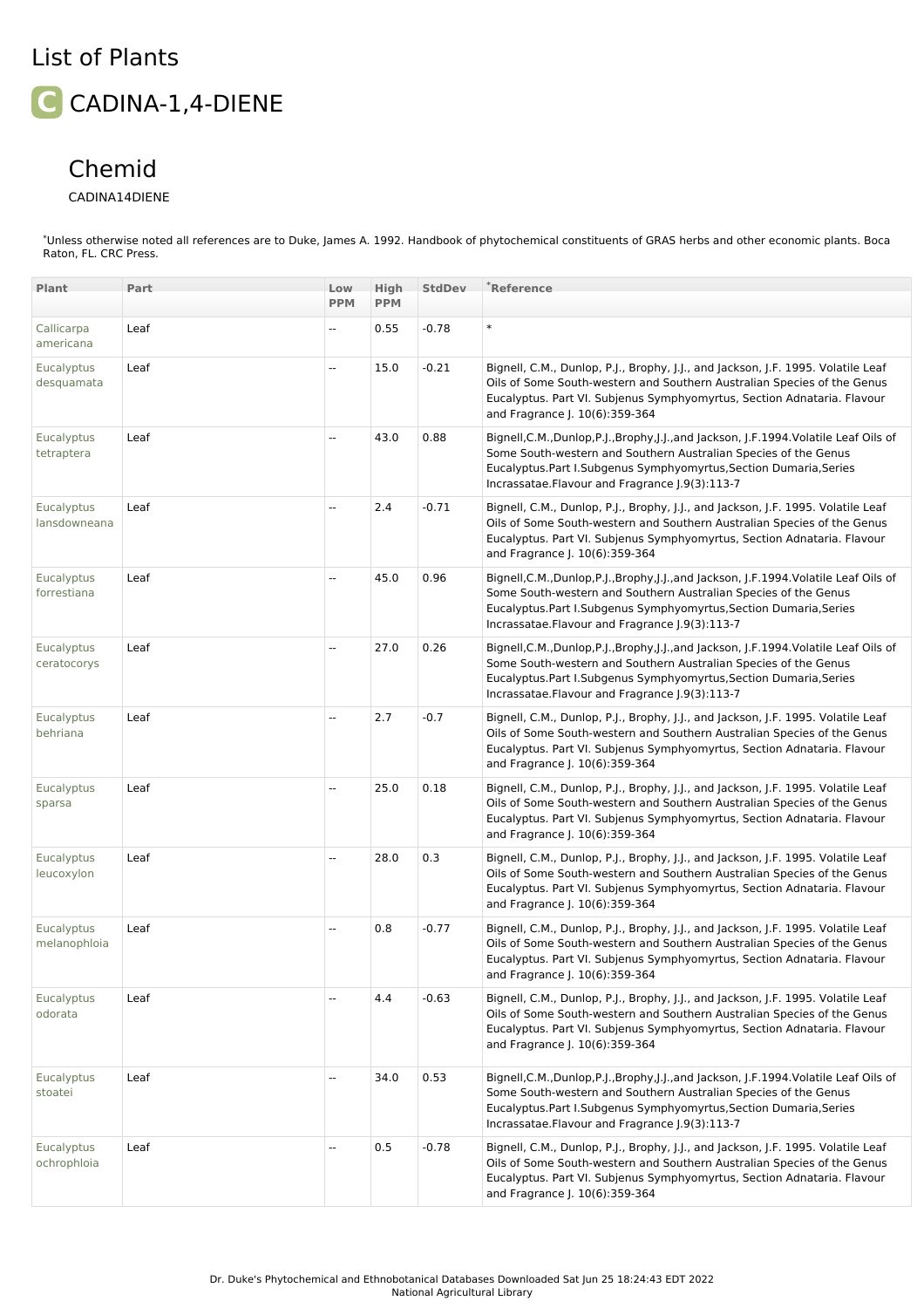# List of Plants

## C CADINA-1,4-DIENE

### Chemid

CADINA14DIENE

*Unless otherwise noted all references are to Duke, James A. 1992. Handbook of phytochemical constituents of GRAS herbs and other economic plants. Boca Raton, FL. CRC Press.

| Plant | Part | Low PPM | High PPM | StdDev | *Reference |
|---|---|---|---|---|---|
| Callicarpa americana | Leaf | -- | 0.55 | -0.78 | * |
| Eucalyptus desquamata | Leaf | -- | 15.0 | -0.21 | Bignell, C.M., Dunlop, P.J., Brophy, J.J., and Jackson, J.F. 1995. Volatile Leaf Oils of Some South-western and Southern Australian Species of the Genus Eucalyptus. Part VI. Subjenus Symphyomyrtus, Section Adnataria. Flavour and Fragrance J. 10(6):359-364 |
| Eucalyptus tetraptera | Leaf | -- | 43.0 | 0.88 | Bignell,C.M.,Dunlop,P.J.,Brophy,J.J.,and Jackson, J.F.1994.Volatile Leaf Oils of Some South-western and Southern Australian Species of the Genus Eucalyptus.Part I.Subgenus Symphyomyrtus,Section Dumaria,Series Incrassatae.Flavour and Fragrance J.9(3):113-7 |
| Eucalyptus lansdowneana | Leaf | -- | 2.4 | -0.71 | Bignell, C.M., Dunlop, P.J., Brophy, J.J., and Jackson, J.F. 1995. Volatile Leaf Oils of Some South-western and Southern Australian Species of the Genus Eucalyptus. Part VI. Subjenus Symphyomyrtus, Section Adnataria. Flavour and Fragrance J. 10(6):359-364 |
| Eucalyptus forrestiana | Leaf | -- | 45.0 | 0.96 | Bignell,C.M.,Dunlop,P.J.,Brophy,J.J.,and Jackson, J.F.1994.Volatile Leaf Oils of Some South-western and Southern Australian Species of the Genus Eucalyptus.Part I.Subgenus Symphyomyrtus,Section Dumaria,Series Incrassatae.Flavour and Fragrance J.9(3):113-7 |
| Eucalyptus ceratocorys | Leaf | -- | 27.0 | 0.26 | Bignell,C.M.,Dunlop,P.J.,Brophy,J.J.,and Jackson, J.F.1994.Volatile Leaf Oils of Some South-western and Southern Australian Species of the Genus Eucalyptus.Part I.Subgenus Symphyomyrtus,Section Dumaria,Series Incrassatae.Flavour and Fragrance J.9(3):113-7 |
| Eucalyptus behriana | Leaf | -- | 2.7 | -0.7 | Bignell, C.M., Dunlop, P.J., Brophy, J.J., and Jackson, J.F. 1995. Volatile Leaf Oils of Some South-western and Southern Australian Species of the Genus Eucalyptus. Part VI. Subjenus Symphyomyrtus, Section Adnataria. Flavour and Fragrance J. 10(6):359-364 |
| Eucalyptus sparsa | Leaf | -- | 25.0 | 0.18 | Bignell, C.M., Dunlop, P.J., Brophy, J.J., and Jackson, J.F. 1995. Volatile Leaf Oils of Some South-western and Southern Australian Species of the Genus Eucalyptus. Part VI. Subjenus Symphyomyrtus, Section Adnataria. Flavour and Fragrance J. 10(6):359-364 |
| Eucalyptus leucoxylon | Leaf | -- | 28.0 | 0.3 | Bignell, C.M., Dunlop, P.J., Brophy, J.J., and Jackson, J.F. 1995. Volatile Leaf Oils of Some South-western and Southern Australian Species of the Genus Eucalyptus. Part VI. Subjenus Symphyomyrtus, Section Adnataria. Flavour and Fragrance J. 10(6):359-364 |
| Eucalyptus melanophloia | Leaf | -- | 0.8 | -0.77 | Bignell, C.M., Dunlop, P.J., Brophy, J.J., and Jackson, J.F. 1995. Volatile Leaf Oils of Some South-western and Southern Australian Species of the Genus Eucalyptus. Part VI. Subjenus Symphyomyrtus, Section Adnataria. Flavour and Fragrance J. 10(6):359-364 |
| Eucalyptus odorata | Leaf | -- | 4.4 | -0.63 | Bignell, C.M., Dunlop, P.J., Brophy, J.J., and Jackson, J.F. 1995. Volatile Leaf Oils of Some South-western and Southern Australian Species of the Genus Eucalyptus. Part VI. Subjenus Symphyomyrtus, Section Adnataria. Flavour and Fragrance J. 10(6):359-364 |
| Eucalyptus stoatei | Leaf | -- | 34.0 | 0.53 | Bignell,C.M.,Dunlop,P.J.,Brophy,J.J.,and Jackson, J.F.1994.Volatile Leaf Oils of Some South-western and Southern Australian Species of the Genus Eucalyptus.Part I.Subgenus Symphyomyrtus,Section Dumaria,Series Incrassatae.Flavour and Fragrance J.9(3):113-7 |
| Eucalyptus ochrophloia | Leaf | -- | 0.5 | -0.78 | Bignell, C.M., Dunlop, P.J., Brophy, J.J., and Jackson, J.F. 1995. Volatile Leaf Oils of Some South-western and Southern Australian Species of the Genus Eucalyptus. Part VI. Subjenus Symphyomyrtus, Section Adnataria. Flavour and Fragrance J. 10(6):359-364 |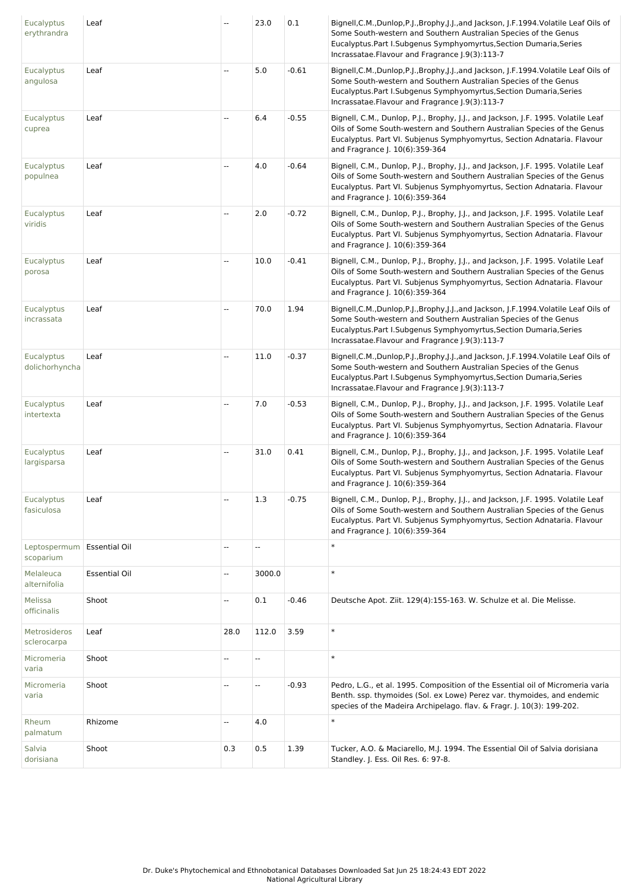| | | | | | |
|---|---|---|---|---|---|
| Eucalyptus erythrandra | Leaf | -- | 23.0 | 0.1 | Bignell,C.M.,Dunlop,P.J.,Brophy,J.J.,and Jackson, J.F.1994.Volatile Leaf Oils of Some South-western and Southern Australian Species of the Genus Eucalyptus.Part I.Subgenus Symphyomyrtus,Section Dumaria,Series Incrassatae.Flavour and Fragrance J.9(3):113-7 |
| Eucalyptus angulosa | Leaf | -- | 5.0 | -0.61 | Bignell,C.M.,Dunlop,P.J.,Brophy,J.J.,and Jackson, J.F.1994.Volatile Leaf Oils of Some South-western and Southern Australian Species of the Genus Eucalyptus.Part I.Subgenus Symphyomyrtus,Section Dumaria,Series Incrassatae.Flavour and Fragrance J.9(3):113-7 |
| Eucalyptus cuprea | Leaf | -- | 6.4 | -0.55 | Bignell, C.M., Dunlop, P.J., Brophy, J.J., and Jackson, J.F. 1995. Volatile Leaf Oils of Some South-western and Southern Australian Species of the Genus Eucalyptus. Part VI. Subjenus Symphyomyrtus, Section Adnataria. Flavour and Fragrance J. 10(6):359-364 |
| Eucalyptus populnea | Leaf | -- | 4.0 | -0.64 | Bignell, C.M., Dunlop, P.J., Brophy, J.J., and Jackson, J.F. 1995. Volatile Leaf Oils of Some South-western and Southern Australian Species of the Genus Eucalyptus. Part VI. Subjenus Symphyomyrtus, Section Adnataria. Flavour and Fragrance J. 10(6):359-364 |
| Eucalyptus viridis | Leaf | -- | 2.0 | -0.72 | Bignell, C.M., Dunlop, P.J., Brophy, J.J., and Jackson, J.F. 1995. Volatile Leaf Oils of Some South-western and Southern Australian Species of the Genus Eucalyptus. Part VI. Subjenus Symphyomyrtus, Section Adnataria. Flavour and Fragrance J. 10(6):359-364 |
| Eucalyptus porosa | Leaf | -- | 10.0 | -0.41 | Bignell, C.M., Dunlop, P.J., Brophy, J.J., and Jackson, J.F. 1995. Volatile Leaf Oils of Some South-western and Southern Australian Species of the Genus Eucalyptus. Part VI. Subjenus Symphyomyrtus, Section Adnataria. Flavour and Fragrance J. 10(6):359-364 |
| Eucalyptus incrassata | Leaf | -- | 70.0 | 1.94 | Bignell,C.M.,Dunlop,P.J.,Brophy,J.J.,and Jackson, J.F.1994.Volatile Leaf Oils of Some South-western and Southern Australian Species of the Genus Eucalyptus.Part I.Subgenus Symphyomyrtus,Section Dumaria,Series Incrassatae.Flavour and Fragrance J.9(3):113-7 |
| Eucalyptus dolichorhyncha | Leaf | -- | 11.0 | -0.37 | Bignell,C.M.,Dunlop,P.J.,Brophy,J.J.,and Jackson, J.F.1994.Volatile Leaf Oils of Some South-western and Southern Australian Species of the Genus Eucalyptus.Part I.Subgenus Symphyomyrtus,Section Dumaria,Series Incrassatae.Flavour and Fragrance J.9(3):113-7 |
| Eucalyptus intertexta | Leaf | -- | 7.0 | -0.53 | Bignell, C.M., Dunlop, P.J., Brophy, J.J., and Jackson, J.F. 1995. Volatile Leaf Oils of Some South-western and Southern Australian Species of the Genus Eucalyptus. Part VI. Subjenus Symphyomyrtus, Section Adnataria. Flavour and Fragrance J. 10(6):359-364 |
| Eucalyptus largisparsa | Leaf | -- | 31.0 | 0.41 | Bignell, C.M., Dunlop, P.J., Brophy, J.J., and Jackson, J.F. 1995. Volatile Leaf Oils of Some South-western and Southern Australian Species of the Genus Eucalyptus. Part VI. Subjenus Symphyomyrtus, Section Adnataria. Flavour and Fragrance J. 10(6):359-364 |
| Eucalyptus fasiculosa | Leaf | -- | 1.3 | -0.75 | Bignell, C.M., Dunlop, P.J., Brophy, J.J., and Jackson, J.F. 1995. Volatile Leaf Oils of Some South-western and Southern Australian Species of the Genus Eucalyptus. Part VI. Subjenus Symphyomyrtus, Section Adnataria. Flavour and Fragrance J. 10(6):359-364 |
| Leptospermum scoparium | Essential Oil | -- | -- | | * |
| Melaleuca alternifolia | Essential Oil | -- | 3000.0 | | * |
| Melissa officinalis | Shoot | -- | 0.1 | -0.46 | Deutsche Apot. Ziit. 129(4):155-163. W. Schulze et al. Die Melisse. |
| Metrosideros sclerocarpa | Leaf | 28.0 | 112.0 | 3.59 | * |
| Micromeria varia | Shoot | -- | -- | | * |
| Micromeria varia | Shoot | -- | -- | -0.93 | Pedro, L.G., et al. 1995. Composition of the Essential oil of Micromeria varia Benth. ssp. thymoides (Sol. ex Lowe) Perez var. thymoides, and endemic species of the Madeira Archipelago. flav. & Fragr. J. 10(3): 199-202. |
| Rheum palmatum | Rhizome | -- | 4.0 | | * |
| Salvia dorisiana | Shoot | 0.3 | 0.5 | 1.39 | Tucker, A.O. & Maciarello, M.J. 1994. The Essential Oil of Salvia dorisiana Standley. J. Ess. Oil Res. 6: 97-8. |